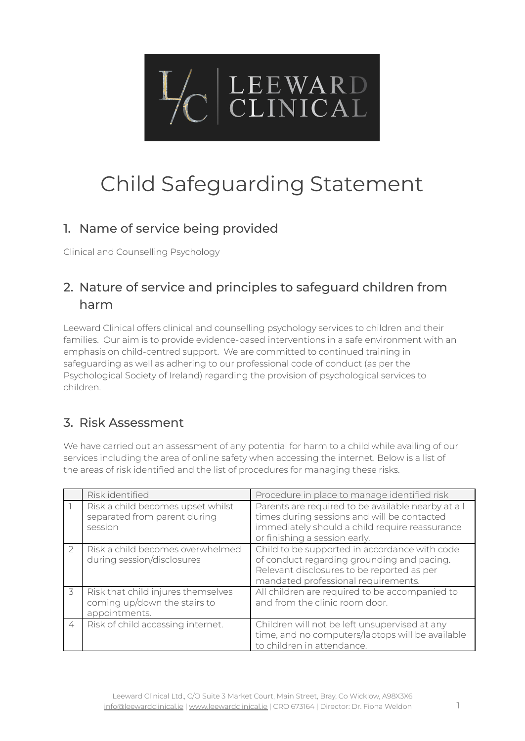# Child Safeguarding Statement

## 1. Name of service being provided

Clinical and Counselling Psychology

## 2. Nature of service and principles to safeguard children from harm

Leeward Clinical offers clinical and counselling psychology services to children and their families. Our aim is to provide evidence-based interventions in a safe environment with an emphasis on child-centred support. We are committed to continued training in safeguarding as well as adhering to our professional code of conduct (as per the Psychological Society of Ireland) regarding the provision of psychological services to children.

## 3. Risk Assessment

We have carried out an assessment of any potential for harm to a child while availing of our services including the area of online safety when accessing the internet. Below is a list of the areas of risk identified and the list of procedures for managing these risks.

| | Risk identified | Procedure in place to manage identified risk |
|---|---|---|
| 1 | Risk a child becomes upset whilst separated from parent during session | Parents are required to be available nearby at all times during sessions and will be contacted immediately should a child require reassurance or finishing a session early. |
| 2 | Risk a child becomes overwhelmed during session/disclosures | Child to be supported in accordance with code of conduct regarding grounding and pacing. Relevant disclosures to be reported as per mandated professional requirements. |
| 3 | Risk that child injures themselves coming up/down the stairs to appointments. | All children are required to be accompanied to and from the clinic room door. |
| 4 | Risk of child accessing internet. | Children will not be left unsupervised at any time, and no computers/laptops will be available to children in attendance. |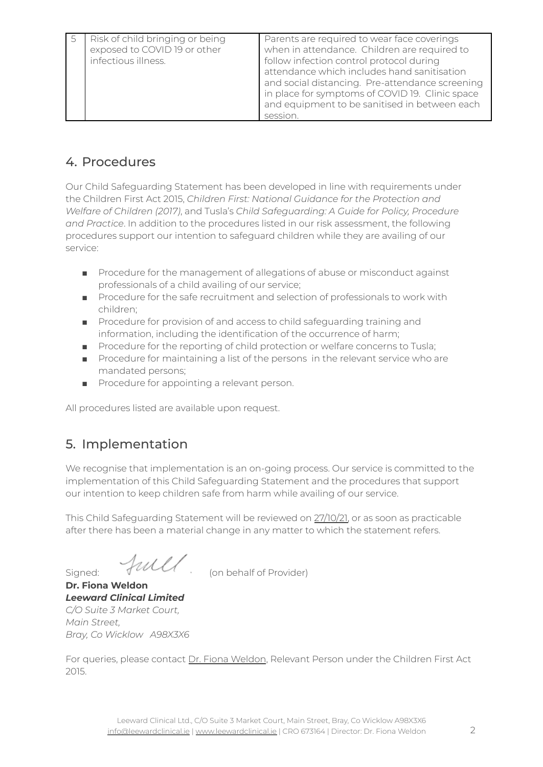| | | |
|---|---|---|
| 5 | Risk of child bringing or being exposed to COVID 19 or other infectious illness. | Parents are required to wear face coverings when in attendance. Children are required to follow infection control protocol during attendance which includes hand sanitisation and social distancing. Pre-attendance screening in place for symptoms of COVID 19. Clinic space and equipment to be sanitised in between each session. |

## 4. Procedures

Our Child Safeguarding Statement has been developed in line with requirements under the Children First Act 2015, *Children First: National Guidance for the Protection and Welfare of Children (2017)*, and Tusla's *Child Safeguarding: A Guide for Policy, Procedure and Practice*. In addition to the procedures listed in our risk assessment, the following procedures support our intention to safeguard children while they are availing of our service:

- Procedure for the management of allegations of abuse or misconduct against professionals of a child availing of our service;
- Procedure for the safe recruitment and selection of professionals to work with children;
- Procedure for provision of and access to child safeguarding training and information, including the identification of the occurrence of harm;
- Procedure for the reporting of child protection or welfare concerns to Tusla;
- Procedure for maintaining a list of the persons in the relevant service who are mandated persons;
- Procedure for appointing a relevant person.

All procedures listed are available upon request.

## 5. Implementation

We recognise that implementation is an on-going process. Our service is committed to the implementation of this Child Safeguarding Statement and the procedures that support our intention to keep children safe from harm while availing of our service.

This Child Safeguarding Statement will be reviewed on 27/10/21, or as soon as practicable after there has been a material change in any matter to which the statement refers.

Signed: (on behalf of Provider)

**Dr. Fiona Weldon**
***Leeward Clinical Limited***
*C/O Suite 3 Market Court,*
*Main Street,*
*Bray, Co Wicklow A98X3X6*

For queries, please contact Dr. Fiona Weldon, Relevant Person under the Children First Act 2015.

Leeward Clinical Ltd., C/O Suite 3 Market Court, Main Street, Bray, Co Wicklow A98X3X6
info@leewardclinical.ie | www.leewardclinical.ie | CRO 673164 | Director: Dr. Fiona Weldon